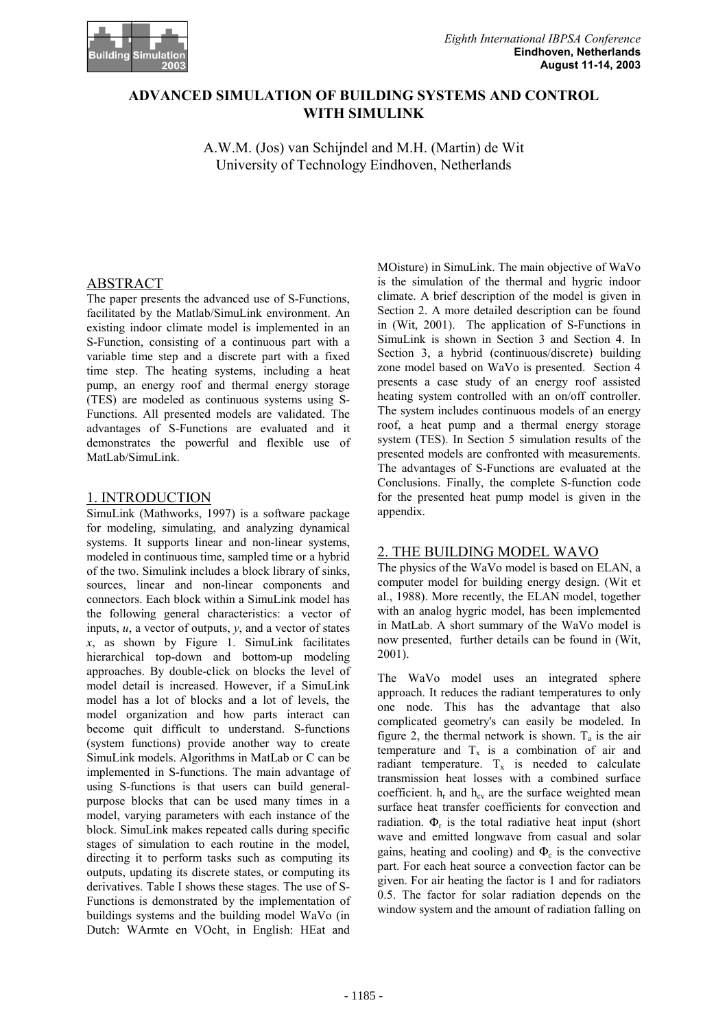# ADVANCED SIMULATION OF BUILDING SYSTEMS AND CONTROL WITH SIMULINK

A.W.M. (Jos) van Schijndel and M.H. (Martin) de Wit
University of Technology Eindhoven, Netherlands

## ABSTRACT

The paper presents the advanced use of S-Functions, facilitated by the Matlab/SimuLink environment. An existing indoor climate model is implemented in an S-Function, consisting of a continuous part with a variable time step and a discrete part with a fixed time step. The heating systems, including a heat pump, an energy roof and thermal energy storage (TES) are modeled as continuous systems using S-Functions. All presented models are validated. The advantages of S-Functions are evaluated and it demonstrates the powerful and flexible use of MatLab/SimuLink.

## 1. INTRODUCTION

SimuLink (Mathworks, 1997) is a software package for modeling, simulating, and analyzing dynamical systems. It supports linear and non-linear systems, modeled in continuous time, sampled time or a hybrid of the two. Simulink includes a block library of sinks, sources, linear and non-linear components and connectors. Each block within a SimuLink model has the following general characteristics: a vector of inputs, *u*, a vector of outputs, *y*, and a vector of states *x*, as shown by Figure 1. SimuLink facilitates hierarchical top-down and bottom-up modeling approaches. By double-click on blocks the level of model detail is increased. However, if a SimuLink model has a lot of blocks and a lot of levels, the model organization and how parts interact can become quit difficult to understand. S-functions (system functions) provide another way to create SimuLink models. Algorithms in MatLab or C can be implemented in S-functions. The main advantage of using S-functions is that users can build general-purpose blocks that can be used many times in a model, varying parameters with each instance of the block. SimuLink makes repeated calls during specific stages of simulation to each routine in the model, directing it to perform tasks such as computing its outputs, updating its discrete states, or computing its derivatives. Table I shows these stages. The use of S-Functions is demonstrated by the implementation of buildings systems and the building model WaVo (in Dutch: WArmte en VOcht, in English: HEat and MOisture) in SimuLink. The main objective of WaVo is the simulation of the thermal and hygric indoor climate. A brief description of the model is given in Section 2. A more detailed description can be found in (Wit, 2001). The application of S-Functions in SimuLink is shown in Section 3 and Section 4. In Section 3, a hybrid (continuous/discrete) building zone model based on WaVo is presented. Section 4 presents a case study of an energy roof assisted heating system controlled with an on/off controller. The system includes continuous models of an energy roof, a heat pump and a thermal energy storage system (TES). In Section 5 simulation results of the presented models are confronted with measurements. The advantages of S-Functions are evaluated at the Conclusions. Finally, the complete S-function code for the presented heat pump model is given in the appendix.

## 2. THE BUILDING MODEL WAVO

The physics of the WaVo model is based on ELAN, a computer model for building energy design. (Wit et al., 1988). More recently, the ELAN model, together with an analog hygric model, has been implemented in MatLab. A short summary of the WaVo model is now presented, further details can be found in (Wit, 2001).

The WaVo model uses an integrated sphere approach. It reduces the radiant temperatures to only one node. This has the advantage that also complicated geometry's can easily be modeled. In figure 2, the thermal network is shown. $T_a$ is the air temperature and $T_x$ is a combination of air and radiant temperature. $T_x$ is needed to calculate transmission heat losses with a combined surface coefficient. $h_r$ and $h_{cv}$ are the surface weighted mean surface heat transfer coefficients for convection and radiation. $\Phi_r$ is the total radiative heat input (short wave and emitted longwave from casual and solar gains, heating and cooling) and $\Phi_c$ is the convective part. For each heat source a convection factor can be given. For air heating the factor is 1 and for radiators 0.5. The factor for solar radiation depends on the window system and the amount of radiation falling on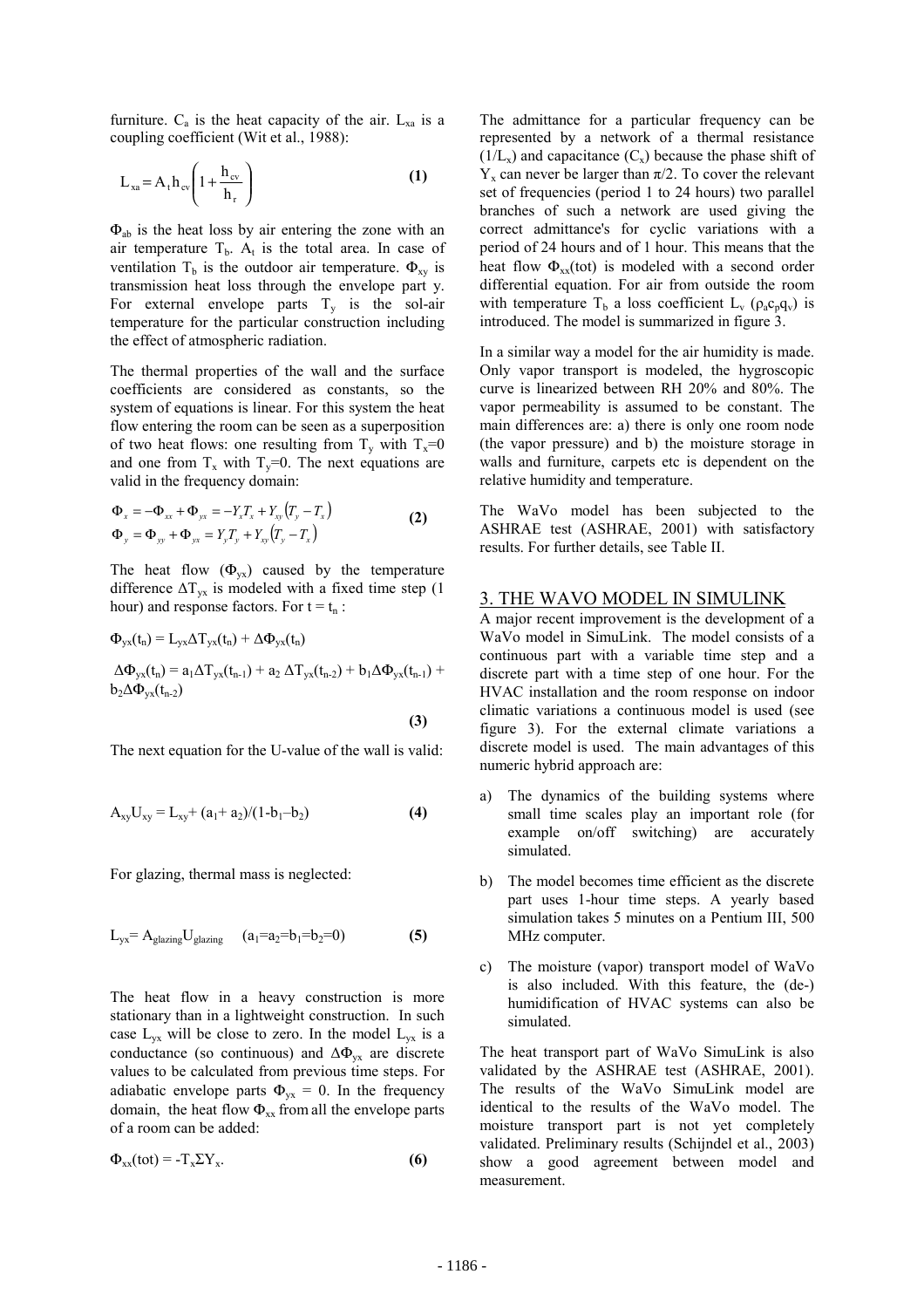furniture. $C_a$ is the heat capacity of the air. $L_{xa}$ is a coupling coefficient (Wit et al., 1988):

$$L_{xa} = A_t h_{cv}\left(1 + \frac{h_{cv}}{h_r}\right) \quad \textbf{(1)}$$

$\Phi_{ab}$ is the heat loss by air entering the zone with an air temperature $T_b$. $A_t$ is the total area. In case of ventilation $T_b$ is the outdoor air temperature. $\Phi_{xy}$ is transmission heat loss through the envelope part y. For external envelope parts $T_y$ is the sol-air temperature for the particular construction including the effect of atmospheric radiation.

The thermal properties of the wall and the surface coefficients are considered as constants, so the system of equations is linear. For this system the heat flow entering the room can be seen as a superposition of two heat flows: one resulting from $T_y$ with $T_x$=0 and one from $T_x$ with $T_y$=0. The next equations are valid in the frequency domain:

$$\begin{aligned}\Phi_x &= -\Phi_{xx} + \Phi_{yx} = -Y_x T_x + Y_{xy}\left(T_y - T_x\right) \\ \Phi_y &= \Phi_{yy} + \Phi_{yx} = Y_y T_y + Y_{xy}\left(T_y - T_x\right)\end{aligned} \quad \textbf{(2)}$$

The heat flow ($\Phi_{yx}$) caused by the temperature difference $\Delta T_{yx}$ is modeled with a fixed time step (1 hour) and response factors. For $t = t_n$ :

$$\Phi_{yx}(t_n) = L_{yx}\Delta T_{yx}(t_n) + \Delta\Phi_{yx}(t_n)$$

$$\Delta\Phi_{yx}(t_n) = a_1\Delta T_{yx}(t_{n-1}) + a_2\,\Delta T_{yx}(t_{n-2}) + b_1\Delta\Phi_{yx}(t_{n-1}) + b_2\Delta\Phi_{yx}(t_{n-2}) \quad \textbf{(3)}$$

The next equation for the U-value of the wall is valid:

$$A_{xy}U_{xy} = L_{xy} + (a_1 + a_2)/(1 - b_1 - b_2) \quad \textbf{(4)}$$

For glazing, thermal mass is neglected:

$$L_{yx} = A_{glazing}U_{glazing} \quad (a_1 = a_2 = b_1 = b_2 = 0) \quad \textbf{(5)}$$

The heat flow in a heavy construction is more stationary than in a lightweight construction. In such case $L_{yx}$ will be close to zero. In the model $L_{yx}$ is a conductance (so continuous) and $\Delta\Phi_{yx}$ are discrete values to be calculated from previous time steps. For adiabatic envelope parts $\Phi_{yx}$ = 0. In the frequency domain, the heat flow $\Phi_{xx}$ from all the envelope parts of a room can be added:

$$\Phi_{xx}(tot) = -T_x\Sigma Y_x. \quad \textbf{(6)}$$

The admittance for a particular frequency can be represented by a network of a thermal resistance ($1/L_x$) and capacitance ($C_x$) because the phase shift of $Y_x$ can never be larger than $\pi/2$. To cover the relevant set of frequencies (period 1 to 24 hours) two parallel branches of such a network are used giving the correct admittance's for cyclic variations with a period of 24 hours and of 1 hour. This means that the heat flow $\Phi_{xx}(tot)$ is modeled with a second order differential equation. For air from outside the room with temperature $T_b$ a loss coefficient $L_v$ ($\rho_a c_p q_v$) is introduced. The model is summarized in figure 3.

In a similar way a model for the air humidity is made. Only vapor transport is modeled, the hygroscopic curve is linearized between RH 20% and 80%. The vapor permeability is assumed to be constant. The main differences are: a) there is only one room node (the vapor pressure) and b) the moisture storage in walls and furniture, carpets etc is dependent on the relative humidity and temperature.

The WaVo model has been subjected to the ASHRAE test (ASHRAE, 2001) with satisfactory results. For further details, see Table II.

## 3. THE WAVO MODEL IN SIMULINK

A major recent improvement is the development of a WaVo model in SimuLink. The model consists of a continuous part with a variable time step and a discrete part with a time step of one hour. For the HVAC installation and the room response on indoor climatic variations a continuous model is used (see figure 3). For the external climate variations a discrete model is used. The main advantages of this numeric hybrid approach are:

a) The dynamics of the building systems where small time scales play an important role (for example on/off switching) are accurately simulated.

b) The model becomes time efficient as the discrete part uses 1-hour time steps. A yearly based simulation takes 5 minutes on a Pentium III, 500 MHz computer.

c) The moisture (vapor) transport model of WaVo is also included. With this feature, the (de-) humidification of HVAC systems can also be simulated.

The heat transport part of WaVo SimuLink is also validated by the ASHRAE test (ASHRAE, 2001). The results of the WaVo SimuLink model are identical to the results of the WaVo model. The moisture transport part is not yet completely validated. Preliminary results (Schijndel et al., 2003) show a good agreement between model and measurement.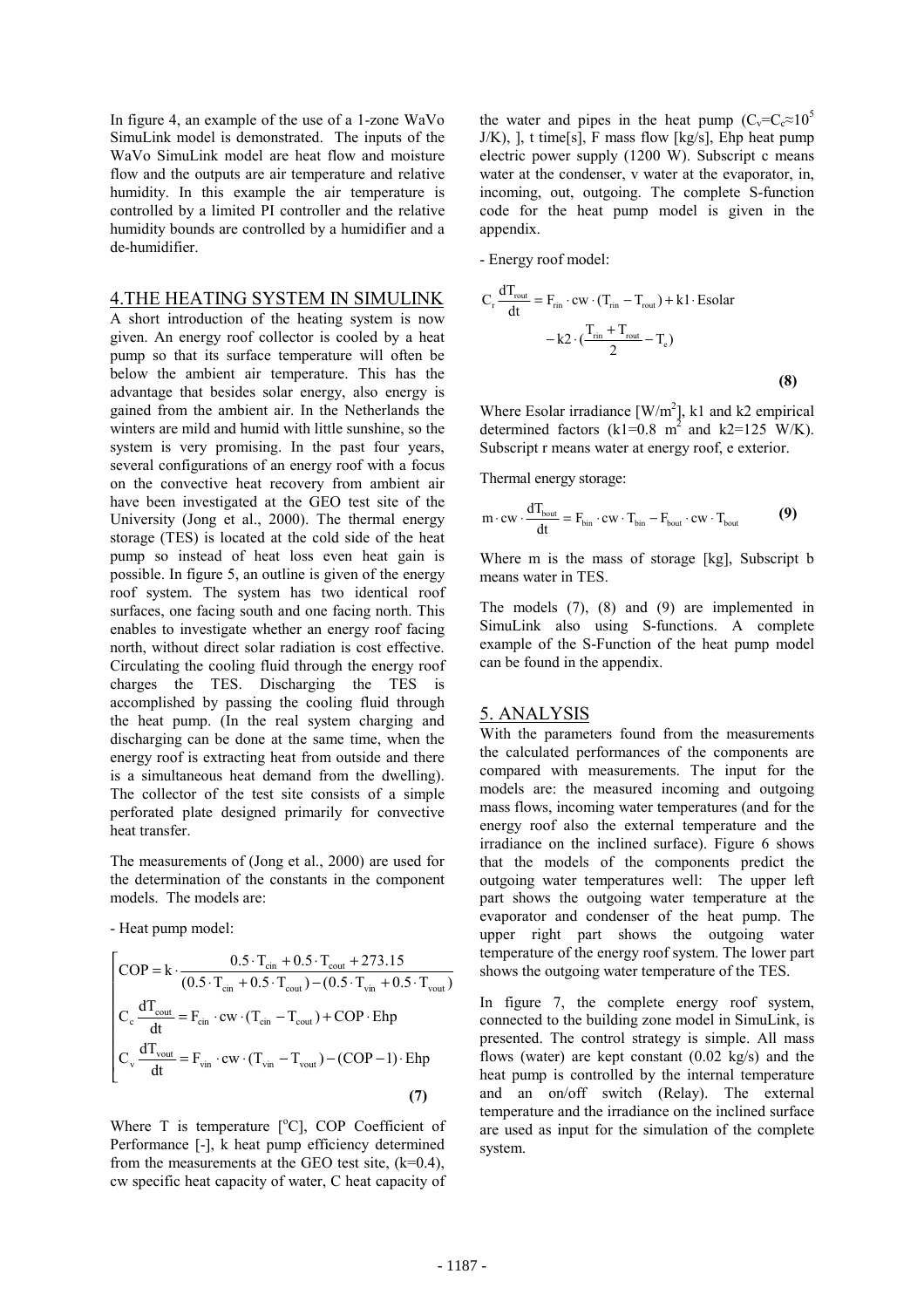In figure 4, an example of the use of a 1-zone WaVo SimuLink model is demonstrated. The inputs of the WaVo SimuLink model are heat flow and moisture flow and the outputs are air temperature and relative humidity. In this example the air temperature is controlled by a limited PI controller and the relative humidity bounds are controlled by a humidifier and a de-humidifier.

## 4.THE HEATING SYSTEM IN SIMULINK

A short introduction of the heating system is now given. An energy roof collector is cooled by a heat pump so that its surface temperature will often be below the ambient air temperature. This has the advantage that besides solar energy, also energy is gained from the ambient air. In the Netherlands the winters are mild and humid with little sunshine, so the system is very promising. In the past four years, several configurations of an energy roof with a focus on the convective heat recovery from ambient air have been investigated at the GEO test site of the University (Jong et al., 2000). The thermal energy storage (TES) is located at the cold side of the heat pump so instead of heat loss even heat gain is possible. In figure 5, an outline is given of the energy roof system. The system has two identical roof surfaces, one facing south and one facing north. This enables to investigate whether an energy roof facing north, without direct solar radiation is cost effective. Circulating the cooling fluid through the energy roof charges the TES. Discharging the TES is accomplished by passing the cooling fluid through the heat pump. (In the real system charging and discharging can be done at the same time, when the energy roof is extracting heat from outside and there is a simultaneous heat demand from the dwelling). The collector of the test site consists of a simple perforated plate designed primarily for convective heat transfer.

The measurements of (Jong et al., 2000) are used for the determination of the constants in the component models. The models are:

- Heat pump model:

$$
\begin{cases}
COP = k \cdot \dfrac{0.5 \cdot T_{cin} + 0.5 \cdot T_{cout} + 273.15}{(0.5 \cdot T_{cin} + 0.5 \cdot T_{cout}) - (0.5 \cdot T_{vin} + 0.5 \cdot T_{vout})} \\
C_c \dfrac{dT_{cout}}{dt} = F_{cin} \cdot cw \cdot (T_{cin} - T_{cout}) + COP \cdot Ehp \\
C_v \dfrac{dT_{vout}}{dt} = F_{vin} \cdot cw \cdot (T_{vin} - T_{vout}) - (COP - 1) \cdot Ehp
\end{cases}
\quad \textbf{(7)}
$$

Where T is temperature [$^oC$], COP Coefficient of Performance [-], k heat pump efficiency determined from the measurements at the GEO test site, (k=0.4), cw specific heat capacity of water, C heat capacity of the water and pipes in the heat pump ($C_v$=$C_c$≈$10^5$ J/K), ], t time[s], F mass flow [kg/s], Ehp heat pump electric power supply (1200 W). Subscript c means water at the condenser, v water at the evaporator, in, incoming, out, outgoing. The complete S-function code for the heat pump model is given in the appendix.

- Energy roof model:

$$
C_r \frac{dT_{rout}}{dt} = F_{rin} \cdot cw \cdot (T_{rin} - T_{rout}) + k1 \cdot Esolar - k2 \cdot (\frac{T_{rin} + T_{rout}}{2} - T_e) \quad \textbf{(8)}
$$

Where Esolar irradiance [W/m$^2$], k1 and k2 empirical determined factors (k1=0.8 m$^2$ and k2=125 W/K). Subscript r means water at energy roof, e exterior.

Thermal energy storage:

$$
m \cdot cw \cdot \frac{dT_{bout}}{dt} = F_{bin} \cdot cw \cdot T_{bin} - F_{bout} \cdot cw \cdot T_{bout} \quad \textbf{(9)}
$$

Where m is the mass of storage [kg], Subscript b means water in TES.

The models (7), (8) and (9) are implemented in SimuLink also using S-functions. A complete example of the S-Function of the heat pump model can be found in the appendix.

## 5. ANALYSIS

With the parameters found from the measurements the calculated performances of the components are compared with measurements. The input for the models are: the measured incoming and outgoing mass flows, incoming water temperatures (and for the energy roof also the external temperature and the irradiance on the inclined surface). Figure 6 shows that the models of the components predict the outgoing water temperatures well: The upper left part shows the outgoing water temperature at the evaporator and condenser of the heat pump. The upper right part shows the outgoing water temperature of the energy roof system. The lower part shows the outgoing water temperature of the TES.

In figure 7, the complete energy roof system, connected to the building zone model in SimuLink, is presented. The control strategy is simple. All mass flows (water) are kept constant (0.02 kg/s) and the heat pump is controlled by the internal temperature and an on/off switch (Relay). The external temperature and the irradiance on the inclined surface are used as input for the simulation of the complete system.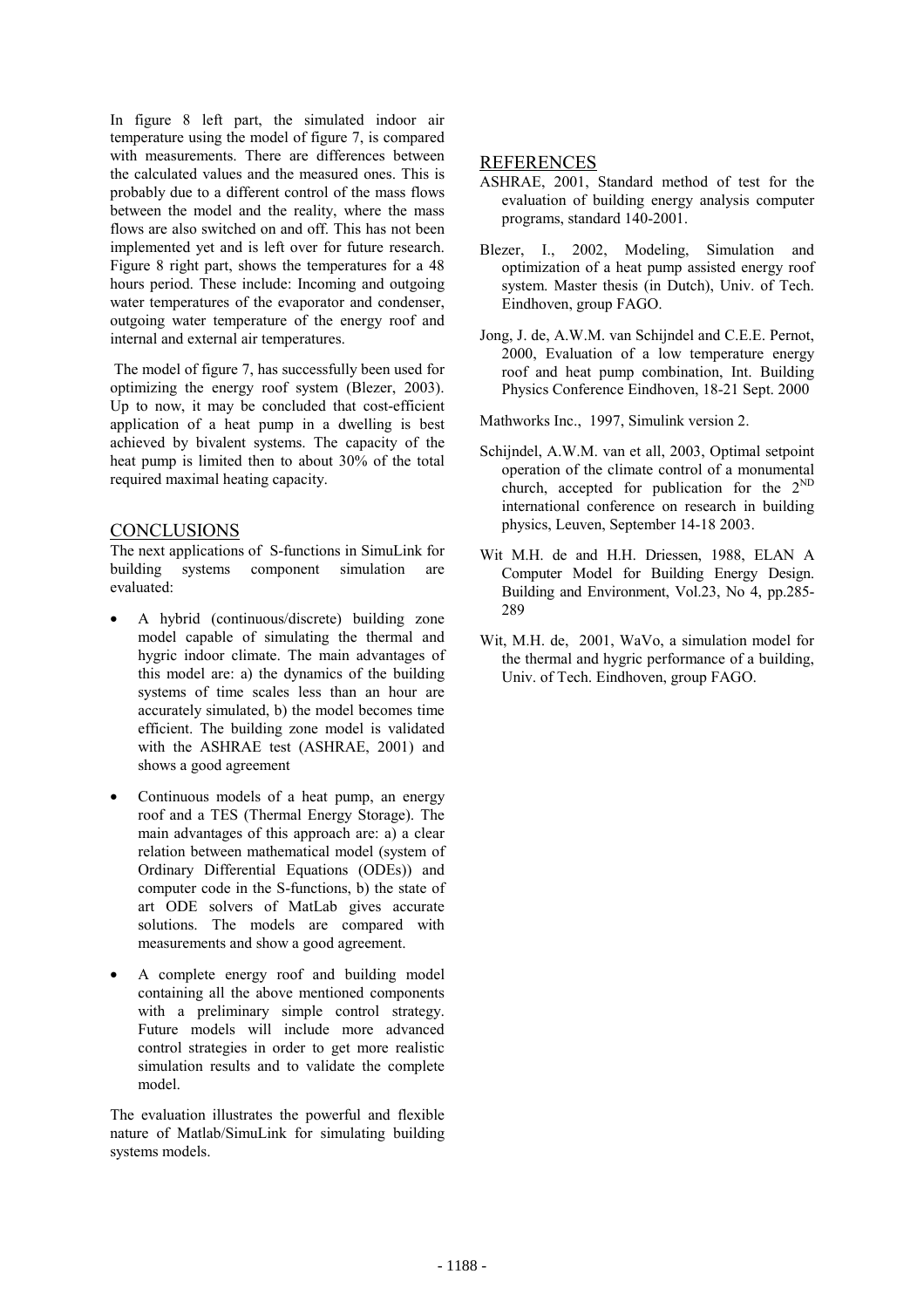In figure 8 left part, the simulated indoor air temperature using the model of figure 7, is compared with measurements. There are differences between the calculated values and the measured ones. This is probably due to a different control of the mass flows between the model and the reality, where the mass flows are also switched on and off. This has not been implemented yet and is left over for future research. Figure 8 right part, shows the temperatures for a 48 hours period. These include: Incoming and outgoing water temperatures of the evaporator and condenser, outgoing water temperature of the energy roof and internal and external air temperatures.

The model of figure 7, has successfully been used for optimizing the energy roof system (Blezer, 2003). Up to now, it may be concluded that cost-efficient application of a heat pump in a dwelling is best achieved by bivalent systems. The capacity of the heat pump is limited then to about 30% of the total required maximal heating capacity.

## CONCLUSIONS

The next applications of S-functions in SimuLink for building systems component simulation are evaluated:

- A hybrid (continuous/discrete) building zone model capable of simulating the thermal and hygric indoor climate. The main advantages of this model are: a) the dynamics of the building systems of time scales less than an hour are accurately simulated, b) the model becomes time efficient. The building zone model is validated with the ASHRAE test (ASHRAE, 2001) and shows a good agreement
- Continuous models of a heat pump, an energy roof and a TES (Thermal Energy Storage). The main advantages of this approach are: a) a clear relation between mathematical model (system of Ordinary Differential Equations (ODEs)) and computer code in the S-functions, b) the state of art ODE solvers of MatLab gives accurate solutions. The models are compared with measurements and show a good agreement.
- A complete energy roof and building model containing all the above mentioned components with a preliminary simple control strategy. Future models will include more advanced control strategies in order to get more realistic simulation results and to validate the complete model.

The evaluation illustrates the powerful and flexible nature of Matlab/SimuLink for simulating building systems models.

## REFERENCES

ASHRAE, 2001, Standard method of test for the evaluation of building energy analysis computer programs, standard 140-2001.

Blezer, I., 2002, Modeling, Simulation and optimization of a heat pump assisted energy roof system. Master thesis (in Dutch), Univ. of Tech. Eindhoven, group FAGO.

Jong, J. de, A.W.M. van Schijndel and C.E.E. Pernot, 2000, Evaluation of a low temperature energy roof and heat pump combination, Int. Building Physics Conference Eindhoven, 18-21 Sept. 2000

Mathworks Inc., 1997, Simulink version 2.

Schijndel, A.W.M. van et all, 2003, Optimal setpoint operation of the climate control of a monumental church, accepted for publication for the 2[ND] international conference on research in building physics, Leuven, September 14-18 2003.

Wit M.H. de and H.H. Driessen, 1988, ELAN A Computer Model for Building Energy Design. Building and Environment, Vol.23, No 4, pp.285-289

Wit, M.H. de, 2001, WaVo, a simulation model for the thermal and hygric performance of a building, Univ. of Tech. Eindhoven, group FAGO.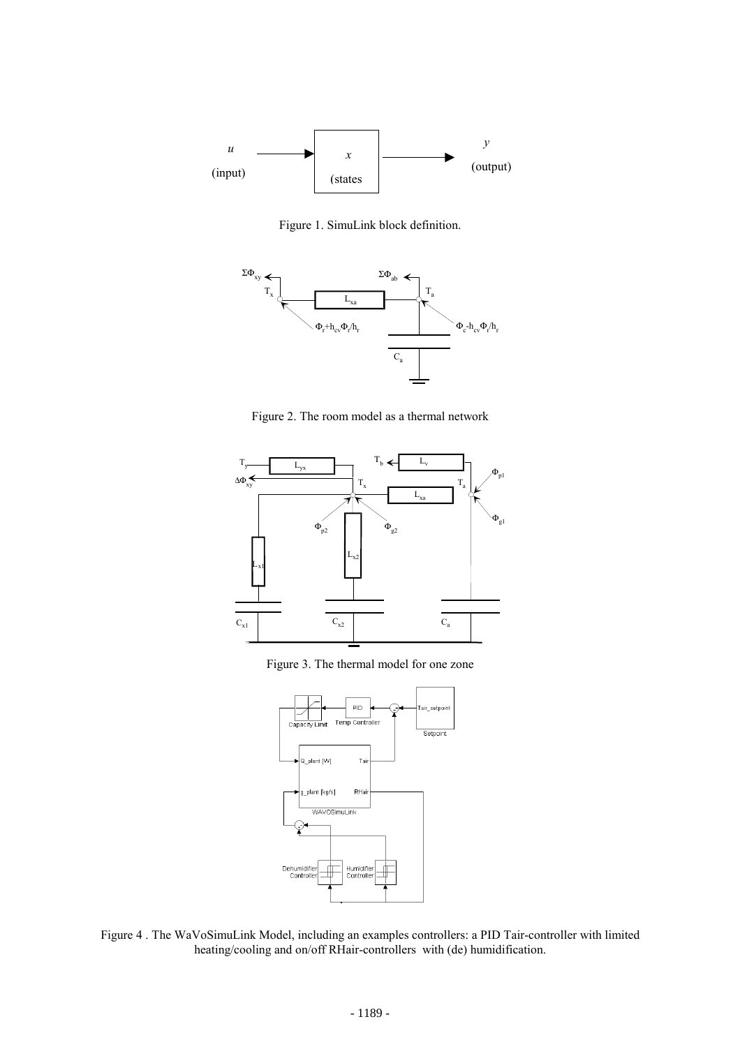Figure 1. SimuLink block definition.

Figure 2. The room model as a thermal network

Figure 3. The thermal model for one zone

Figure 4 . The WaVoSimuLink Model, including an examples controllers: a PID Tair-controller with limited heating/cooling and on/off RHair-controllers with (de) humidification.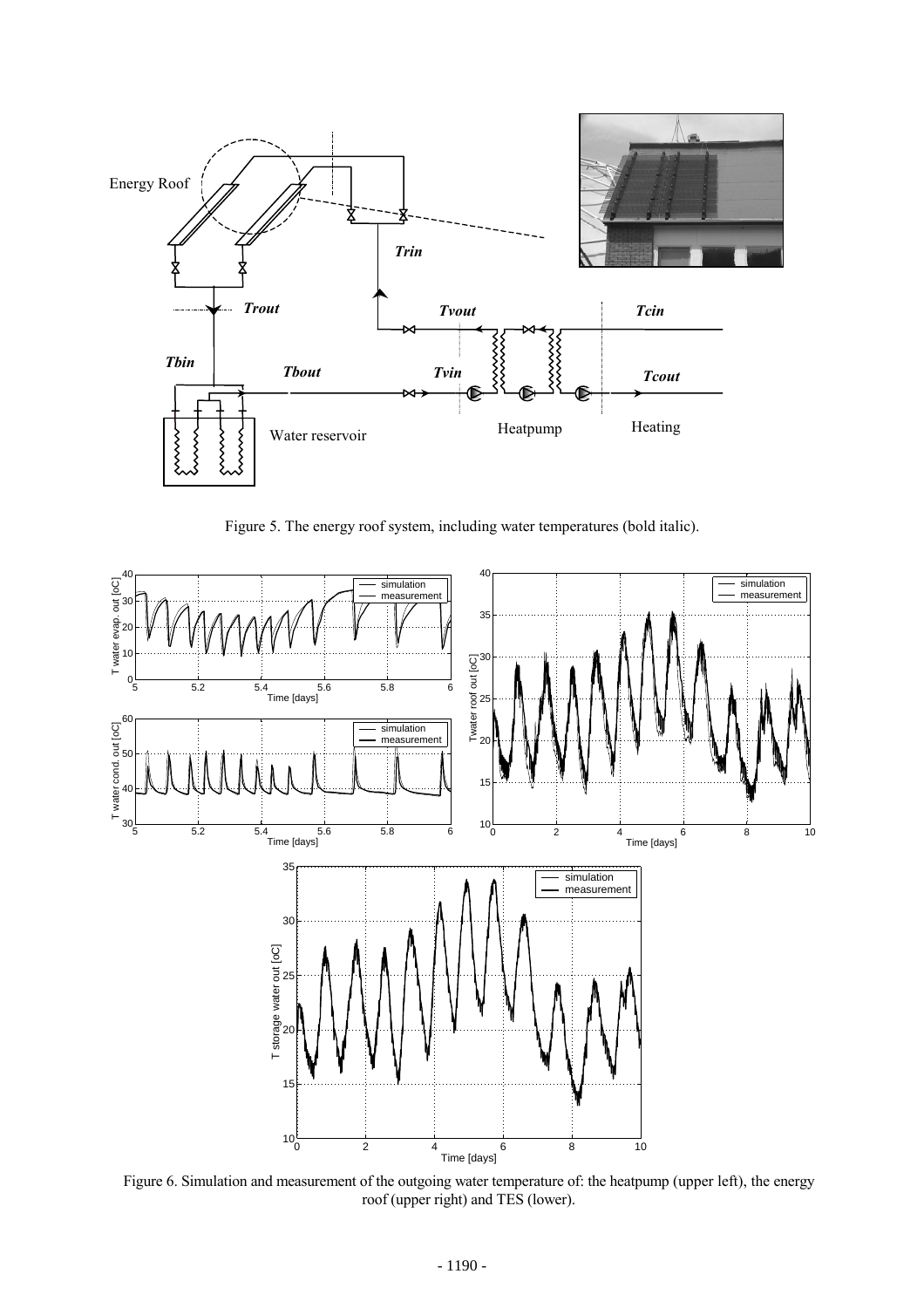Figure 5. The energy roof system, including water temperatures (bold italic).

Figure 6. Simulation and measurement of the outgoing water temperature of: the heatpump (upper left), the energy roof (upper right) and TES (lower).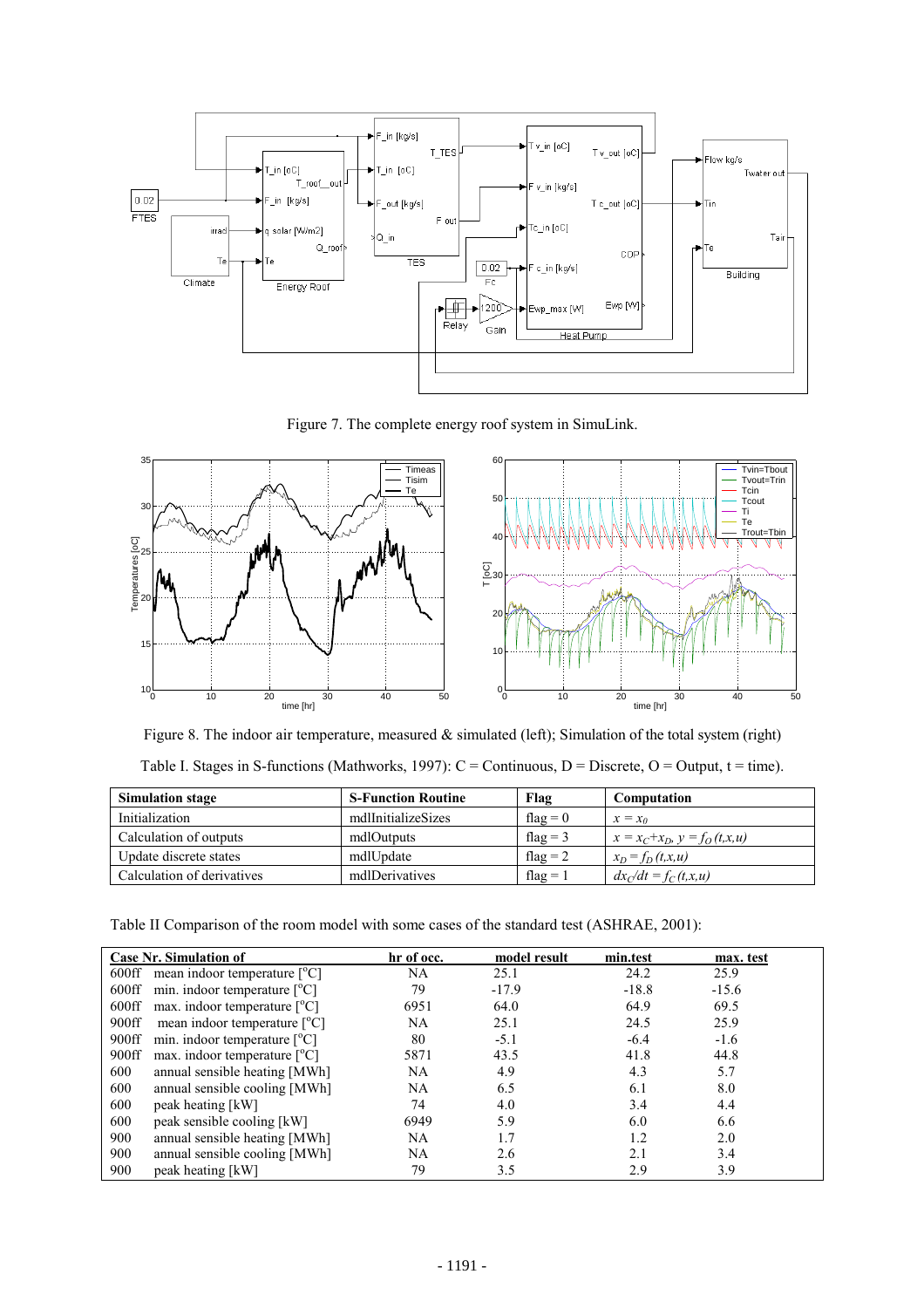Figure 7. The complete energy roof system in SimuLink.

Figure 8. The indoor air temperature, measured & simulated (left); Simulation of the total system (right)

Table I. Stages in S-functions (Mathworks, 1997): C = Continuous, D = Discrete, O = Output, t = time).

| Simulation stage | S-Function Routine | Flag | Computation |
|---|---|---|---|
| Initialization | mdlInitializeSizes | flag = 0 | $x = x_0$ |
| Calculation of outputs | mdlOutputs | flag = 3 | $x = x_C + x_D,\ y = f_O(t,x,u)$ |
| Update discrete states | mdlUpdate | flag = 2 | $x_D = f_D(t,x,u)$ |
| Calculation of derivatives | mdlDerivatives | flag = 1 | $dx_C/dt = f_C(t,x,u)$ |

Table II Comparison of the room model with some cases of the standard test (ASHRAE, 2001):

| Case Nr. | Simulation of | hr of occ. | model result | min.test | max. test |
|---|---|---|---|---|---|
| 600ff | mean indoor temperature [°C] | NA | 25.1 | 24.2 | 25.9 |
| 600ff | min. indoor temperature [°C] | 79 | -17.9 | -18.8 | -15.6 |
| 600ff | max. indoor temperature [°C] | 6951 | 64.0 | 64.9 | 69.5 |
| 900ff | mean indoor temperature [°C] | NA | 25.1 | 24.5 | 25.9 |
| 900ff | min. indoor temperature [°C] | 80 | -5.1 | -6.4 | -1.6 |
| 900ff | max. indoor temperature [°C] | 5871 | 43.5 | 41.8 | 44.8 |
| 600 | annual sensible heating [MWh] | NA | 4.9 | 4.3 | 5.7 |
| 600 | annual sensible cooling [MWh] | NA | 6.5 | 6.1 | 8.0 |
| 600 | peak heating [kW] | 74 | 4.0 | 3.4 | 4.4 |
| 600 | peak sensible cooling [kW] | 6949 | 5.9 | 6.0 | 6.6 |
| 900 | annual sensible heating [MWh] | NA | 1.7 | 1.2 | 2.0 |
| 900 | annual sensible cooling [MWh] | NA | 2.6 | 2.1 | 3.4 |
| 900 | peak heating [kW] | 79 | 3.5 | 2.9 | 3.9 |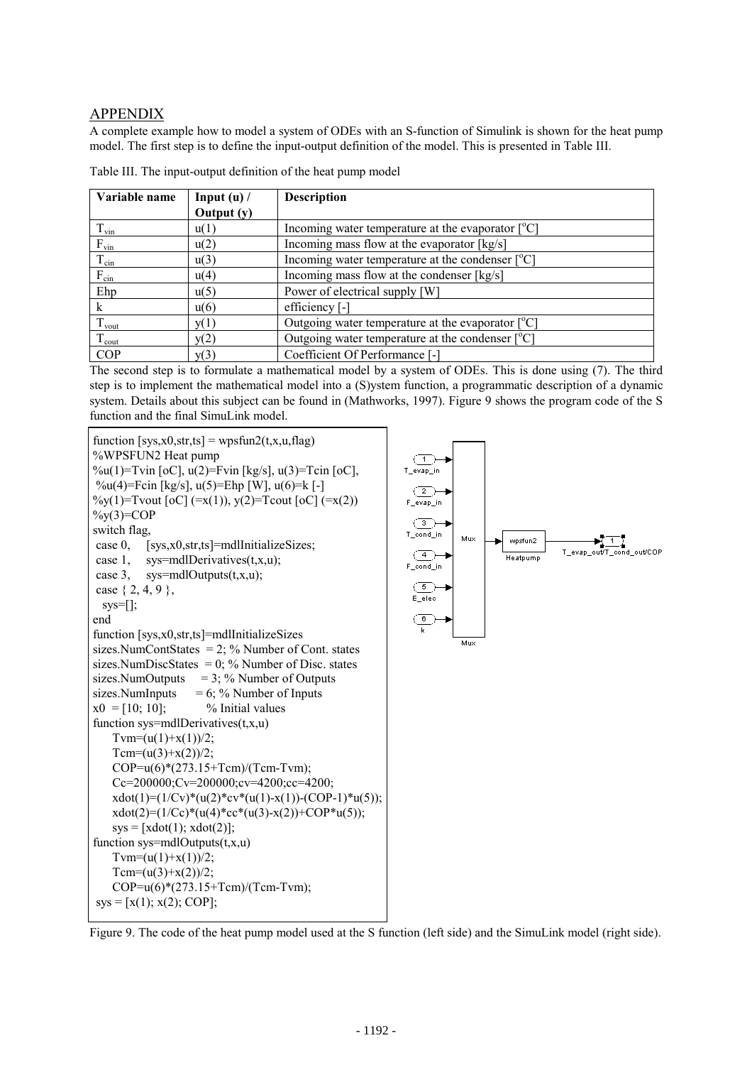## APPENDIX

A complete example how to model a system of ODEs with an S-function of Simulink is shown for the heat pump model. The first step is to define the input-output definition of the model. This is presented in Table III.

Table III. The input-output definition of the heat pump model

| Variable name | Input (u) / Output (y) | Description |
|---|---|---|
| $T_{vin}$ | u(1) | Incoming water temperature at the evaporator [$^oC$] |
| $F_{vin}$ | u(2) | Incoming mass flow at the evaporator [kg/s] |
| $T_{cin}$ | u(3) | Incoming water temperature at the condenser [$^oC$] |
| $F_{cin}$ | u(4) | Incoming mass flow at the condenser [kg/s] |
| Ehp | u(5) | Power of electrical supply [W] |
| k | u(6) | efficiency [-] |
| $T_{vout}$ | y(1) | Outgoing water temperature at the evaporator [$^oC$] |
| $T_{cout}$ | y(2) | Outgoing water temperature at the condenser [$^oC$] |
| COP | y(3) | Coefficient Of Performance [-] |

The second step is to formulate a mathematical model by a system of ODEs. This is done using (7). The third step is to implement the mathematical model into a (S)ystem function, a programmatic description of a dynamic system. Details about this subject can be found in (Mathworks, 1997). Figure 9 shows the program code of the S function and the final SimuLink model.

```
function [sys,x0,str,ts] = wpsfun2(t,x,u,flag)
%WPSFUN2 Heat pump
%u(1)=Tvin [oC], u(2)=Fvin [kg/s], u(3)=Tcin [oC],
 %u(4)=Fcin [kg/s], u(5)=Ehp [W], u(6)=k [-]
%y(1)=Tvout [oC] (=x(1)), y(2)=Tcout [oC] (=x(2))
%y(3)=COP
switch flag,
 case 0,    [sys,x0,str,ts]=mdlInitializeSizes;
 case 1,    sys=mdlDerivatives(t,x,u);
 case 3,    sys=mdlOutputs(t,x,u);
 case { 2, 4, 9 },
   sys=[];
end
function [sys,x0,str,ts]=mdlInitializeSizes
sizes.NumContStates  = 2; % Number of Cont. states
sizes.NumDiscStates  = 0; % Number of Disc. states
sizes.NumOutputs     = 3; % Number of Outputs
sizes.NumInputs      = 6; % Number of Inputs
x0  = [10; 10];           % Initial values
function sys=mdlDerivatives(t,x,u)
     Tvm=(u(1)+x(1))/2;
     Tcm=(u(3)+x(2))/2;
     COP=u(6)*(273.15+Tcm)/(Tcm-Tvm);
     Cc=200000;Cv=200000;cv=4200;cc=4200;
     xdot(1)=(1/Cv)*(u(2)*cv*(u(1)-x(1))-(COP-1)*u(5));
     xdot(2)=(1/Cc)*(u(4)*cc*(u(3)-x(2))+COP*u(5));
     sys = [xdot(1); xdot(2)];
function sys=mdlOutputs(t,x,u)
     Tvm=(u(1)+x(1))/2;
     Tcm=(u(3)+x(2))/2;
     COP=u(6)*(273.15+Tcm)/(Tcm-Tvm);
 sys = [x(1); x(2); COP];
```

1 T_evap_in
2 F_evap_in
3 T_cond_in
4 F_cond_in
5 E_elec
6 k
Mux
wpsfun2
Heatpump
1 T_evap_out/T_cond_out/COP

Figure 9. The code of the heat pump model used at the S function (left side) and the SimuLink model (right side).